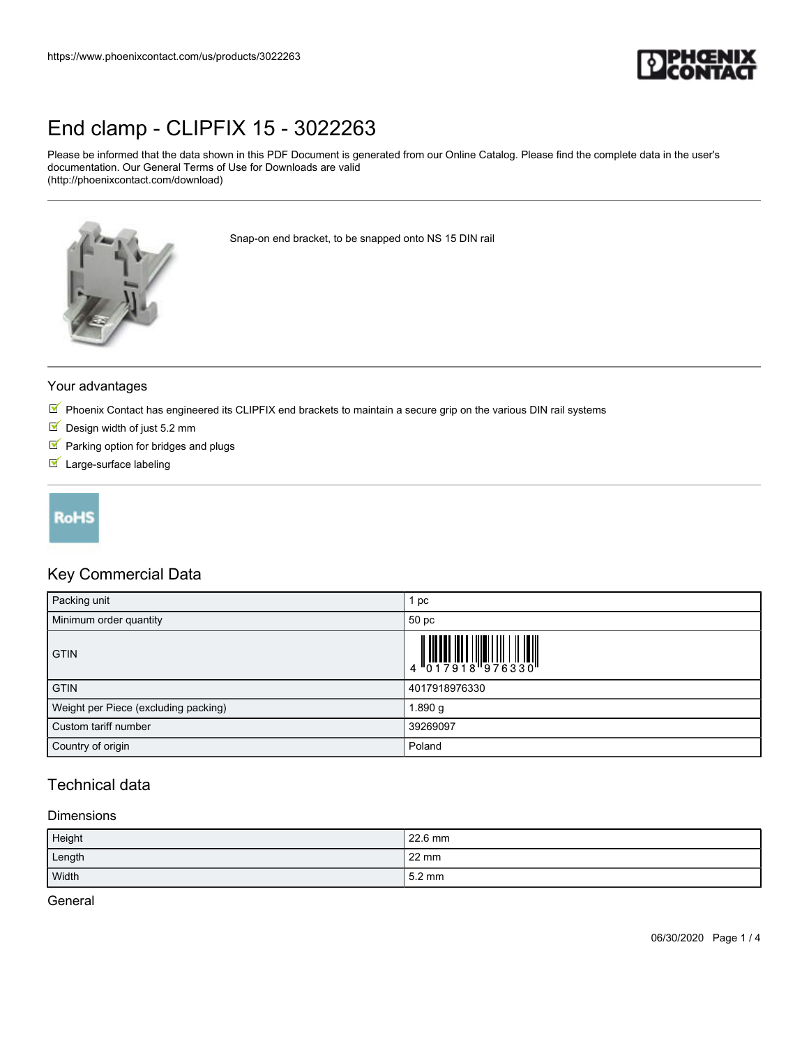# End clamp - CLIPFIX 15 - 3022263

Please be informed that the data shown in this PDF Document is generated from our Online Catalog. Please find the complete data in the user's documentation. Our General Terms of Use for Downloads are valid (http://phoenixcontact.com/download)

Snap-on end bracket, to be snapped onto NS 15 DIN rail

## Your advantages

- Phoenix Contact has engineered its CLIPFIX end brackets to maintain a secure grip on the various DIN rail systems
- Design width of just 5.2 mm
- Parking option for bridges and plugs
- Large-surface labeling

## Key Commercial Data

| | |
|---|---|
| Packing unit | 1 pc |
| Minimum order quantity | 50 pc |
| GTIN | 4 017918 976330 |
| GTIN | 4017918976330 |
| Weight per Piece (excluding packing) | 1.890 g |
| Custom tariff number | 39269097 |
| Country of origin | Poland |

## Technical data

### Dimensions

| | |
|---|---|
| Height | 22.6 mm |
| Length | 22 mm |
| Width | 5.2 mm |

### General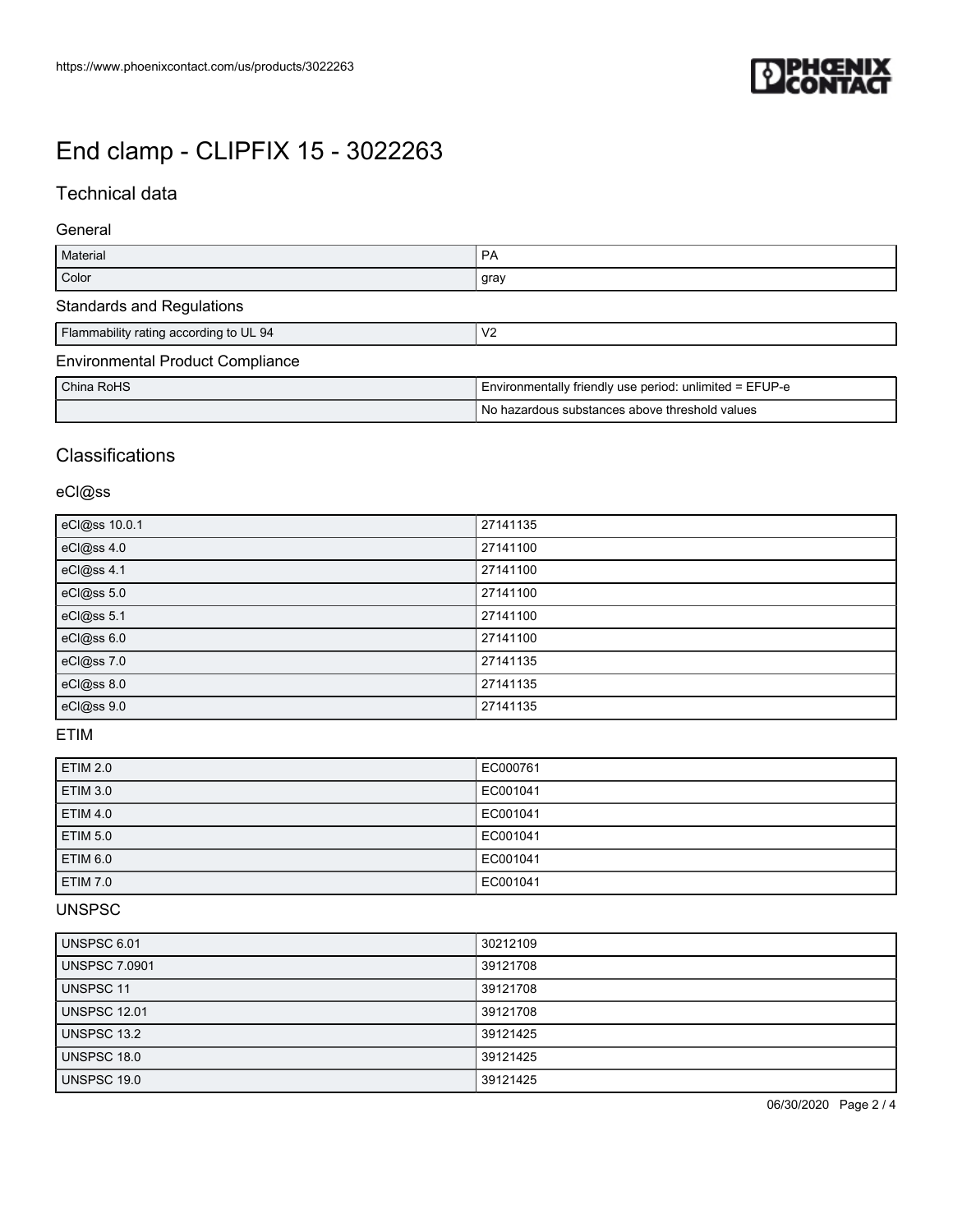# End clamp - CLIPFIX 15 - 3022263

## Technical data

### General

| | |
|---|---|
| Material | PA |
| Color | gray |

### Standards and Regulations

| | |
|---|---|
| Flammability rating according to UL 94 | V2 |

### Environmental Product Compliance

| | |
|---|---|
| China RoHS | Environmentally friendly use period: unlimited = EFUP-e |
| | No hazardous substances above threshold values |

## Classifications

### eCl@ss

| | |
|---|---|
| eCl@ss 10.0.1 | 27141135 |
| eCl@ss 4.0 | 27141100 |
| eCl@ss 4.1 | 27141100 |
| eCl@ss 5.0 | 27141100 |
| eCl@ss 5.1 | 27141100 |
| eCl@ss 6.0 | 27141100 |
| eCl@ss 7.0 | 27141135 |
| eCl@ss 8.0 | 27141135 |
| eCl@ss 9.0 | 27141135 |

### ETIM

| | |
|---|---|
| ETIM 2.0 | EC000761 |
| ETIM 3.0 | EC001041 |
| ETIM 4.0 | EC001041 |
| ETIM 5.0 | EC001041 |
| ETIM 6.0 | EC001041 |
| ETIM 7.0 | EC001041 |

### UNSPSC

| | |
|---|---|
| UNSPSC 6.01 | 30212109 |
| UNSPSC 7.0901 | 39121708 |
| UNSPSC 11 | 39121708 |
| UNSPSC 12.01 | 39121708 |
| UNSPSC 13.2 | 39121425 |
| UNSPSC 18.0 | 39121425 |
| UNSPSC 19.0 | 39121425 |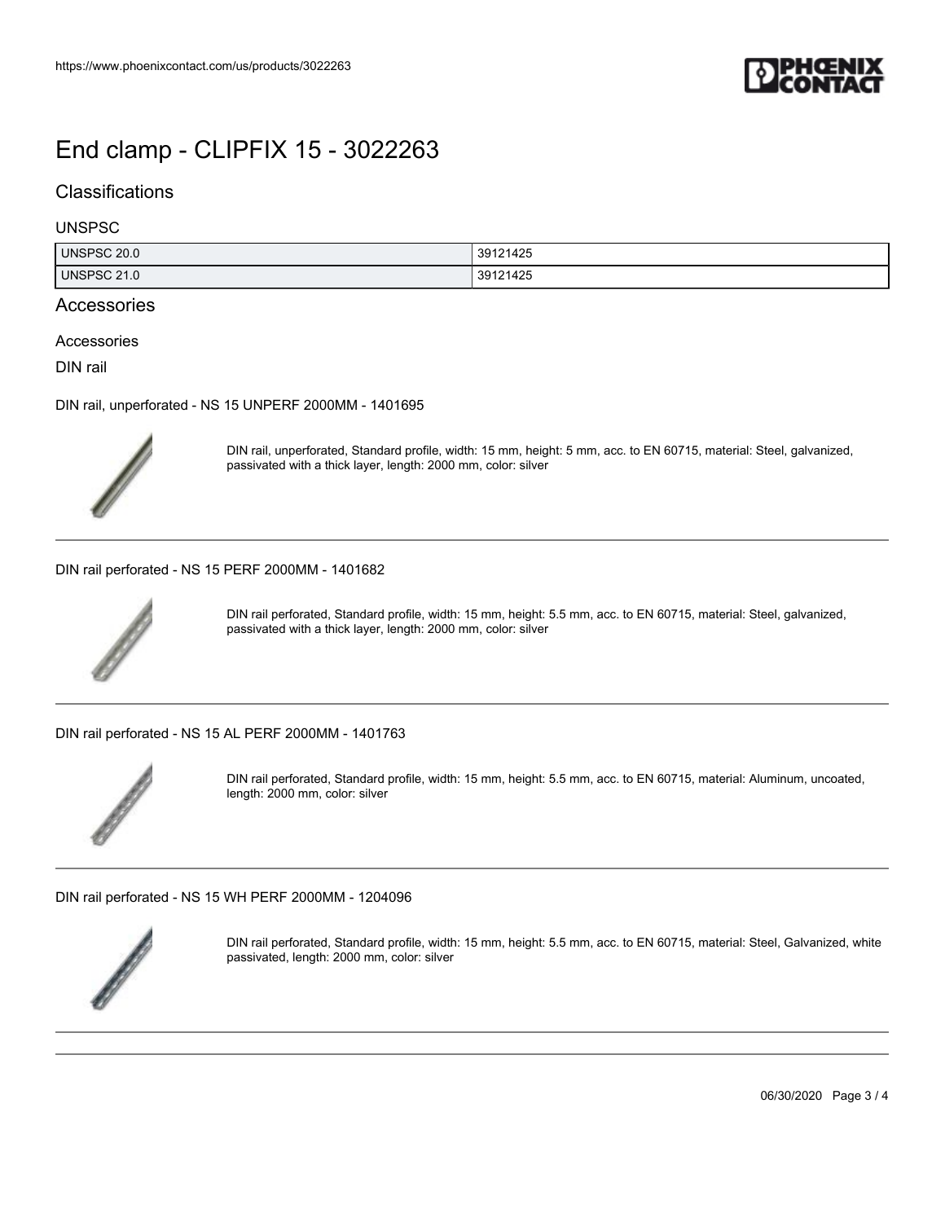# End clamp - CLIPFIX 15 - 3022263

## Classifications

### UNSPSC

| UNSPSC 20.0 | 39121425 |
| --- | --- |
| UNSPSC 21.0 | 39121425 |

## Accessories

Accessories

DIN rail

DIN rail, unperforated - NS 15 UNPERF 2000MM - 1401695

DIN rail, unperforated, Standard profile, width: 15 mm, height: 5 mm, acc. to EN 60715, material: Steel, galvanized, passivated with a thick layer, length: 2000 mm, color: silver

DIN rail perforated - NS 15 PERF 2000MM - 1401682

DIN rail perforated, Standard profile, width: 15 mm, height: 5.5 mm, acc. to EN 60715, material: Steel, galvanized, passivated with a thick layer, length: 2000 mm, color: silver

DIN rail perforated - NS 15 AL PERF 2000MM - 1401763

DIN rail perforated, Standard profile, width: 15 mm, height: 5.5 mm, acc. to EN 60715, material: Aluminum, uncoated, length: 2000 mm, color: silver

DIN rail perforated - NS 15 WH PERF 2000MM - 1204096

DIN rail perforated, Standard profile, width: 15 mm, height: 5.5 mm, acc. to EN 60715, material: Steel, Galvanized, white passivated, length: 2000 mm, color: silver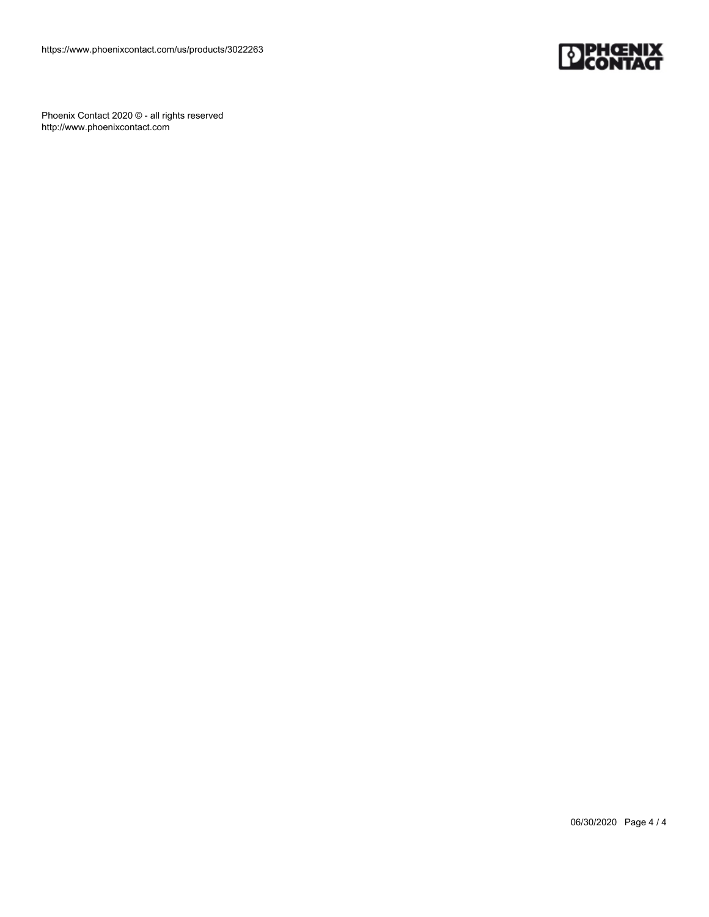Phoenix Contact 2020 © - all rights reserved
http://www.phoenixcontact.com